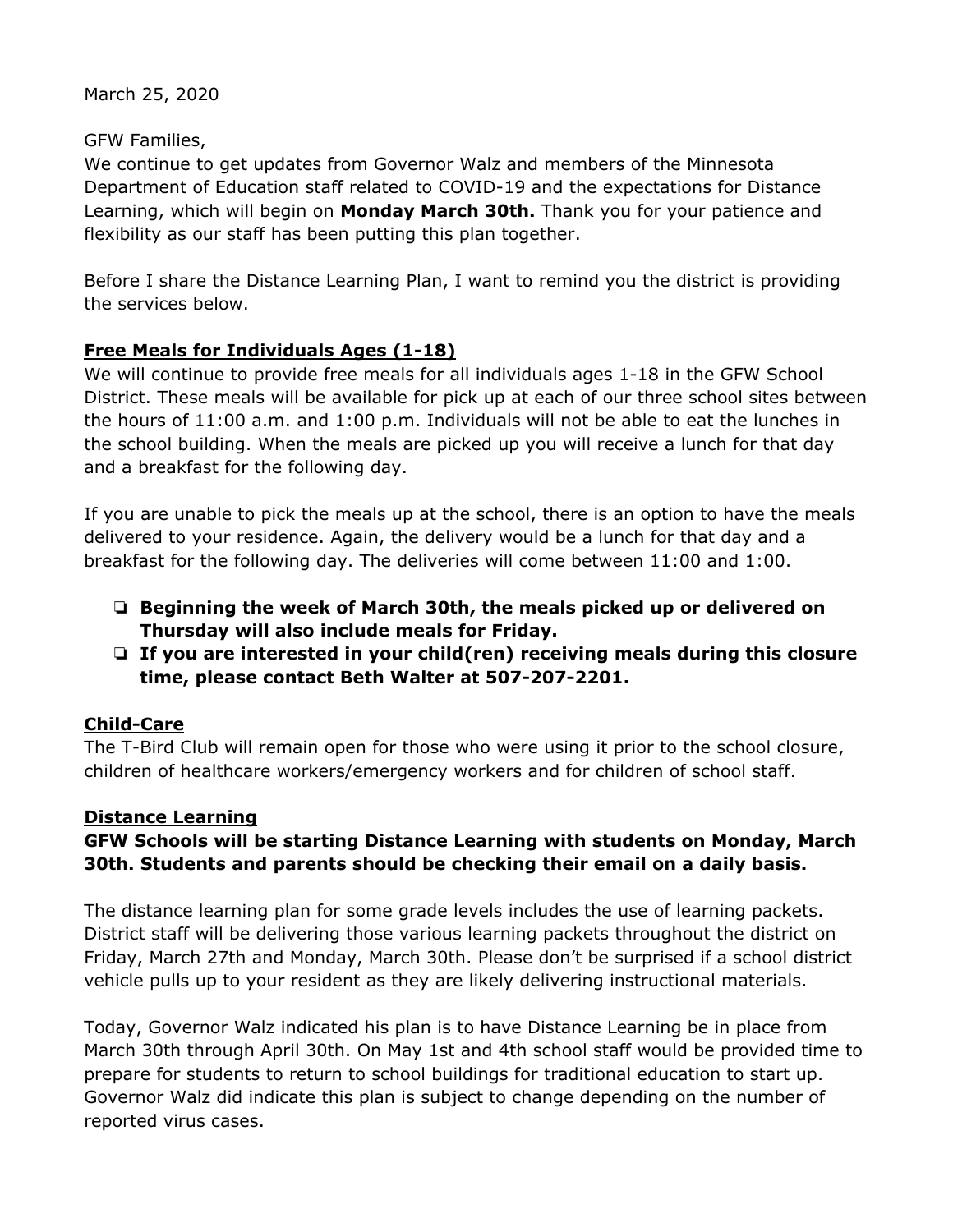March 25, 2020

GFW Families,
We continue to get updates from Governor Walz and members of the Minnesota Department of Education staff related to COVID-19 and the expectations for Distance Learning, which will begin on **Monday March 30th.** Thank you for your patience and flexibility as our staff has been putting this plan together.

Before I share the Distance Learning Plan, I want to remind you the district is providing the services below.

**Free Meals for Individuals Ages (1-18)**

We will continue to provide free meals for all individuals ages 1-18 in the GFW School District. These meals will be available for pick up at each of our three school sites between the hours of 11:00 a.m. and 1:00 p.m. Individuals will not be able to eat the lunches in the school building. When the meals are picked up you will receive a lunch for that day and a breakfast for the following day.

If you are unable to pick the meals up at the school, there is an option to have the meals delivered to your residence. Again, the delivery would be a lunch for that day and a breakfast for the following day. The deliveries will come between 11:00 and 1:00.

- **Beginning the week of March 30th, the meals picked up or delivered on Thursday will also include meals for Friday.**
- **If you are interested in your child(ren) receiving meals during this closure time, please contact Beth Walter at 507-207-2201.**

**Child-Care**

The T-Bird Club will remain open for those who were using it prior to the school closure, children of healthcare workers/emergency workers and for children of school staff.

**Distance Learning**

**GFW Schools will be starting Distance Learning with students on Monday, March 30th. Students and parents should be checking their email on a daily basis.**

The distance learning plan for some grade levels includes the use of learning packets. District staff will be delivering those various learning packets throughout the district on Friday, March 27th and Monday, March 30th. Please don't be surprised if a school district vehicle pulls up to your resident as they are likely delivering instructional materials.

Today, Governor Walz indicated his plan is to have Distance Learning be in place from March 30th through April 30th. On May 1st and 4th school staff would be provided time to prepare for students to return to school buildings for traditional education to start up. Governor Walz did indicate this plan is subject to change depending on the number of reported virus cases.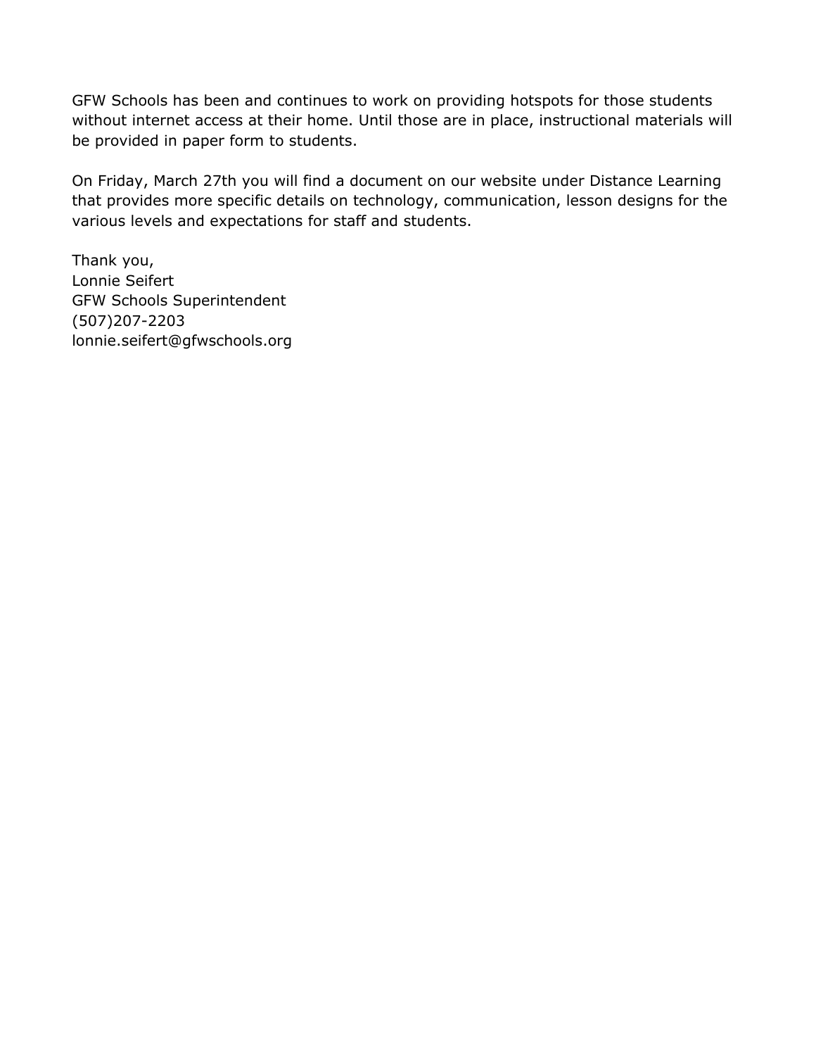GFW Schools has been and continues to work on providing hotspots for those students without internet access at their home. Until those are in place, instructional materials will be provided in paper form to students.

On Friday, March 27th you will find a document on our website under Distance Learning that provides more specific details on technology, communication, lesson designs for the various levels and expectations for staff and students.

Thank you,
Lonnie Seifert
GFW Schools Superintendent
(507)207-2203
lonnie.seifert@gfwschools.org